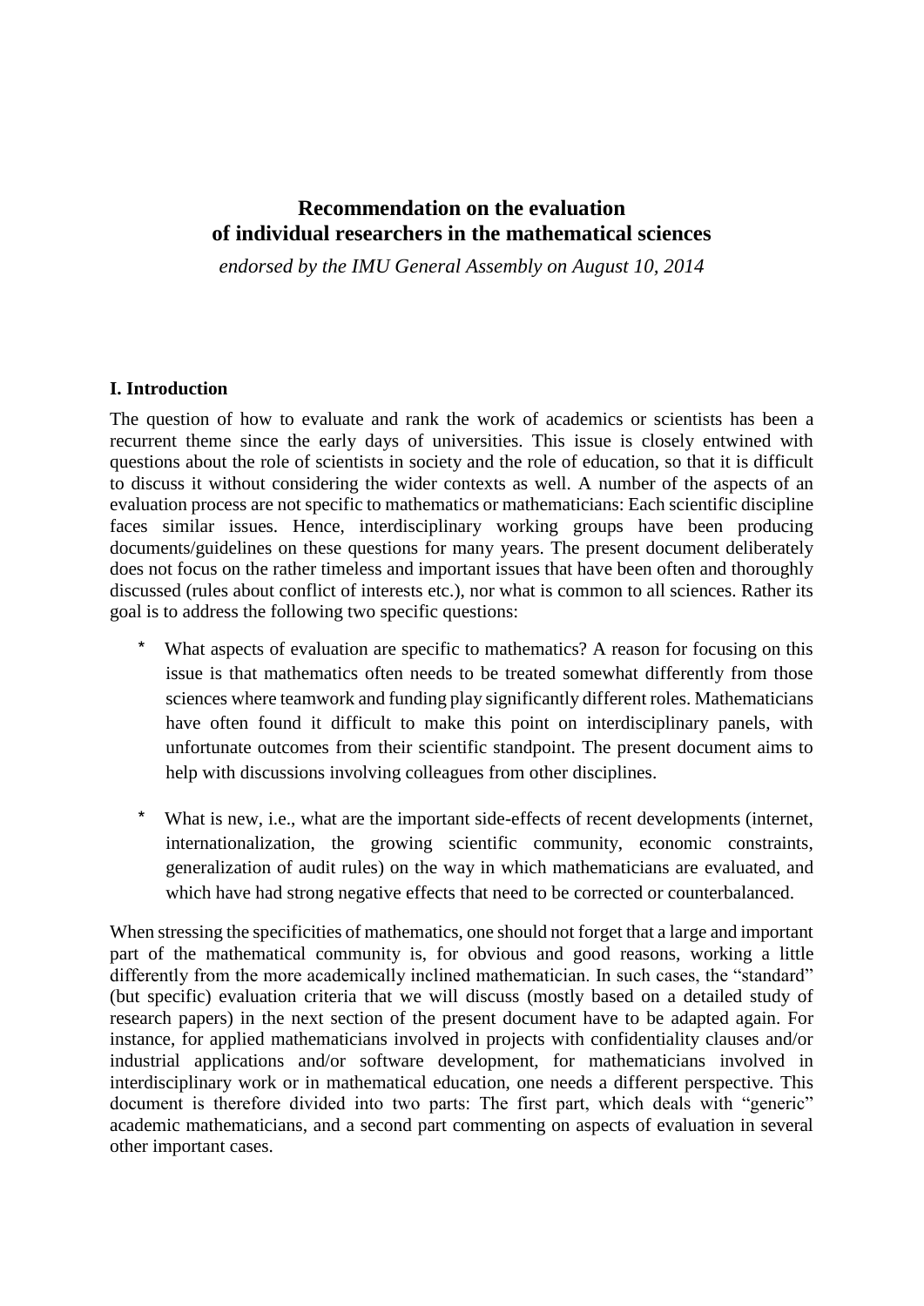# Recommendation on the evaluation of individual researchers in the mathematical sciences

*endorsed by the IMU General Assembly on August 10, 2014*

## I. Introduction

The question of how to evaluate and rank the work of academics or scientists has been a recurrent theme since the early days of universities. This issue is closely entwined with questions about the role of scientists in society and the role of education, so that it is difficult to discuss it without considering the wider contexts as well. A number of the aspects of an evaluation process are not specific to mathematics or mathematicians: Each scientific discipline faces similar issues. Hence, interdisciplinary working groups have been producing documents/guidelines on these questions for many years. The present document deliberately does not focus on the rather timeless and important issues that have been often and thoroughly discussed (rules about conflict of interests etc.), nor what is common to all sciences. Rather its goal is to address the following two specific questions:

- What aspects of evaluation are specific to mathematics? A reason for focusing on this issue is that mathematics often needs to be treated somewhat differently from those sciences where teamwork and funding play significantly different roles. Mathematicians have often found it difficult to make this point on interdisciplinary panels, with unfortunate outcomes from their scientific standpoint. The present document aims to help with discussions involving colleagues from other disciplines.
- What is new, i.e., what are the important side-effects of recent developments (internet, internationalization, the growing scientific community, economic constraints, generalization of audit rules) on the way in which mathematicians are evaluated, and which have had strong negative effects that need to be corrected or counterbalanced.

When stressing the specificities of mathematics, one should not forget that a large and important part of the mathematical community is, for obvious and good reasons, working a little differently from the more academically inclined mathematician. In such cases, the "standard" (but specific) evaluation criteria that we will discuss (mostly based on a detailed study of research papers) in the next section of the present document have to be adapted again. For instance, for applied mathematicians involved in projects with confidentiality clauses and/or industrial applications and/or software development, for mathematicians involved in interdisciplinary work or in mathematical education, one needs a different perspective. This document is therefore divided into two parts: The first part, which deals with "generic" academic mathematicians, and a second part commenting on aspects of evaluation in several other important cases.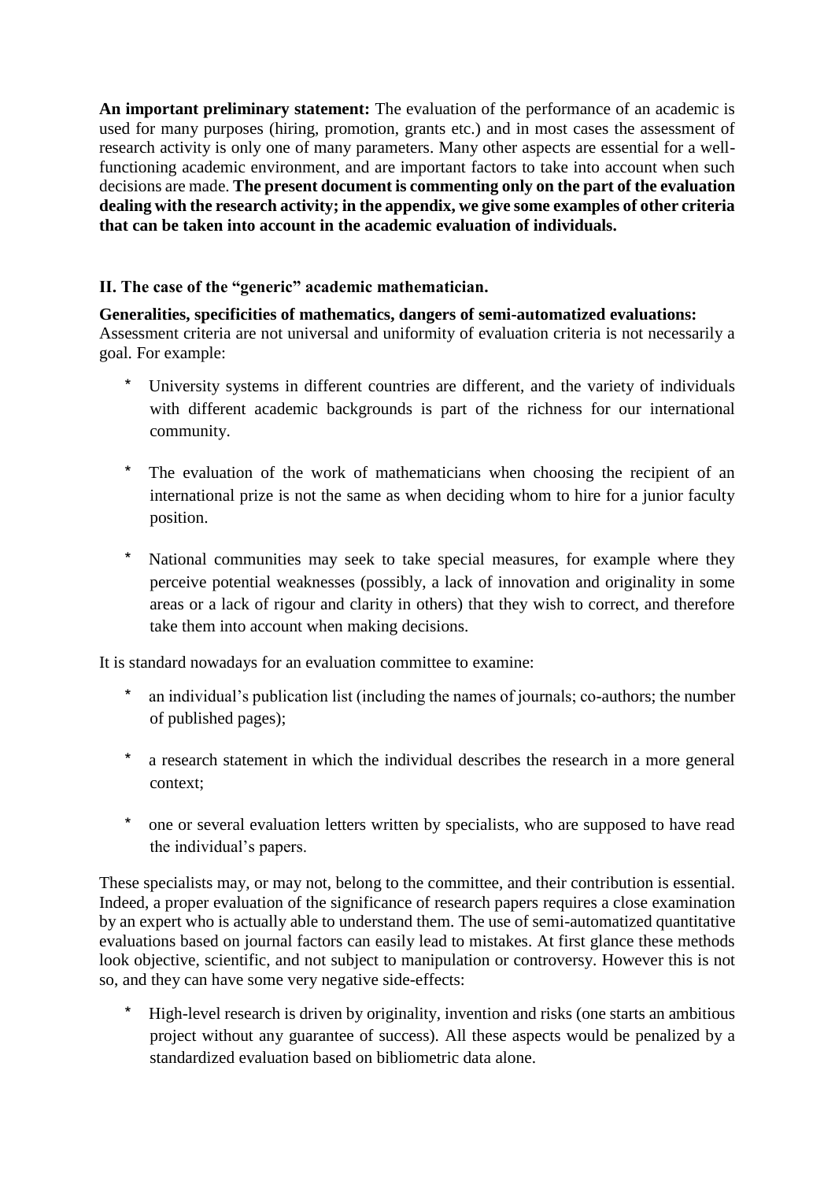**An important preliminary statement:** The evaluation of the performance of an academic is used for many purposes (hiring, promotion, grants etc.) and in most cases the assessment of research activity is only one of many parameters. Many other aspects are essential for a well-functioning academic environment, and are important factors to take into account when such decisions are made. **The present document is commenting only on the part of the evaluation dealing with the research activity; in the appendix, we give some examples of other criteria that can be taken into account in the academic evaluation of individuals.**

## II. The case of the "generic" academic mathematician.

**Generalities, specificities of mathematics, dangers of semi-automatized evaluations:** Assessment criteria are not universal and uniformity of evaluation criteria is not necessarily a goal. For example:

- University systems in different countries are different, and the variety of individuals with different academic backgrounds is part of the richness for our international community.
- The evaluation of the work of mathematicians when choosing the recipient of an international prize is not the same as when deciding whom to hire for a junior faculty position.
- National communities may seek to take special measures, for example where they perceive potential weaknesses (possibly, a lack of innovation and originality in some areas or a lack of rigour and clarity in others) that they wish to correct, and therefore take them into account when making decisions.

It is standard nowadays for an evaluation committee to examine:

- an individual's publication list (including the names of journals; co-authors; the number of published pages);
- a research statement in which the individual describes the research in a more general context;
- one or several evaluation letters written by specialists, who are supposed to have read the individual's papers.

These specialists may, or may not, belong to the committee, and their contribution is essential. Indeed, a proper evaluation of the significance of research papers requires a close examination by an expert who is actually able to understand them. The use of semi-automatized quantitative evaluations based on journal factors can easily lead to mistakes. At first glance these methods look objective, scientific, and not subject to manipulation or controversy. However this is not so, and they can have some very negative side-effects:

- High-level research is driven by originality, invention and risks (one starts an ambitious project without any guarantee of success). All these aspects would be penalized by a standardized evaluation based on bibliometric data alone.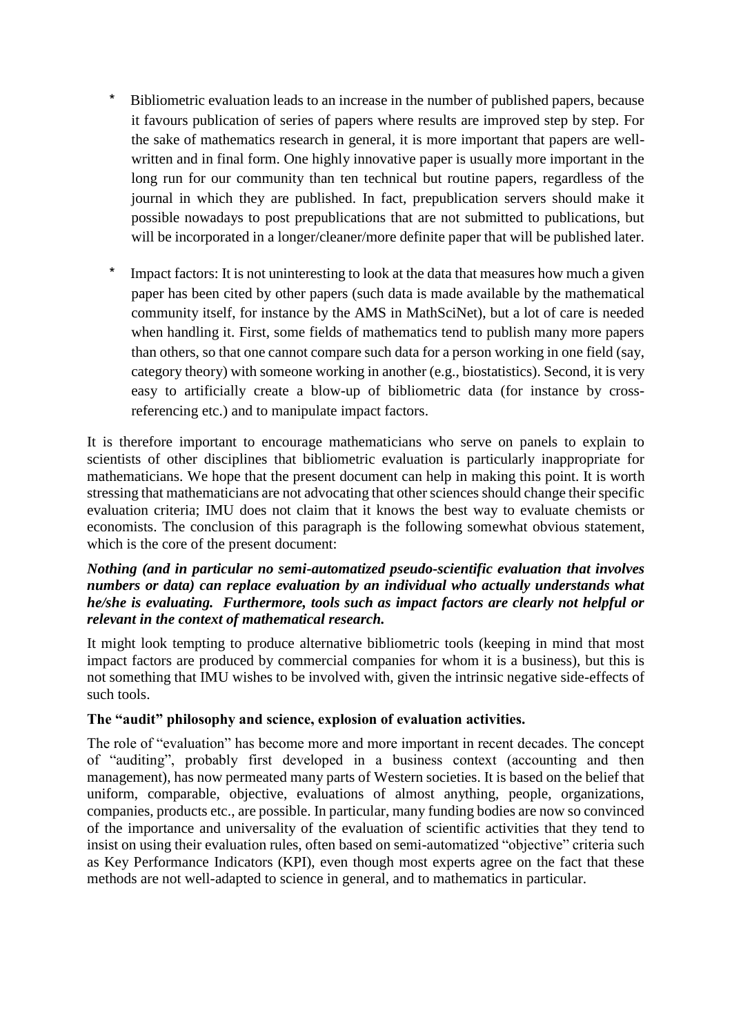* Bibliometric evaluation leads to an increase in the number of published papers, because it favours publication of series of papers where results are improved step by step. For the sake of mathematics research in general, it is more important that papers are well-written and in final form. One highly innovative paper is usually more important in the long run for our community than ten technical but routine papers, regardless of the journal in which they are published. In fact, prepublication servers should make it possible nowadays to post prepublications that are not submitted to publications, but will be incorporated in a longer/cleaner/more definite paper that will be published later.

* Impact factors: It is not uninteresting to look at the data that measures how much a given paper has been cited by other papers (such data is made available by the mathematical community itself, for instance by the AMS in MathSciNet), but a lot of care is needed when handling it. First, some fields of mathematics tend to publish many more papers than others, so that one cannot compare such data for a person working in one field (say, category theory) with someone working in another (e.g., biostatistics). Second, it is very easy to artificially create a blow-up of bibliometric data (for instance by cross-referencing etc.) and to manipulate impact factors.

It is therefore important to encourage mathematicians who serve on panels to explain to scientists of other disciplines that bibliometric evaluation is particularly inappropriate for mathematicians. We hope that the present document can help in making this point. It is worth stressing that mathematicians are not advocating that other sciences should change their specific evaluation criteria; IMU does not claim that it knows the best way to evaluate chemists or economists. The conclusion of this paragraph is the following somewhat obvious statement, which is the core of the present document:

***Nothing (and in particular no semi-automatized pseudo-scientific evaluation that involves numbers or data) can replace evaluation by an individual who actually understands what he/she is evaluating. Furthermore, tools such as impact factors are clearly not helpful or relevant in the context of mathematical research.***

It might look tempting to produce alternative bibliometric tools (keeping in mind that most impact factors are produced by commercial companies for whom it is a business), but this is not something that IMU wishes to be involved with, given the intrinsic negative side-effects of such tools.

**The "audit" philosophy and science, explosion of evaluation activities.**

The role of "evaluation" has become more and more important in recent decades. The concept of "auditing", probably first developed in a business context (accounting and then management), has now permeated many parts of Western societies. It is based on the belief that uniform, comparable, objective, evaluations of almost anything, people, organizations, companies, products etc., are possible. In particular, many funding bodies are now so convinced of the importance and universality of the evaluation of scientific activities that they tend to insist on using their evaluation rules, often based on semi-automatized "objective" criteria such as Key Performance Indicators (KPI), even though most experts agree on the fact that these methods are not well-adapted to science in general, and to mathematics in particular.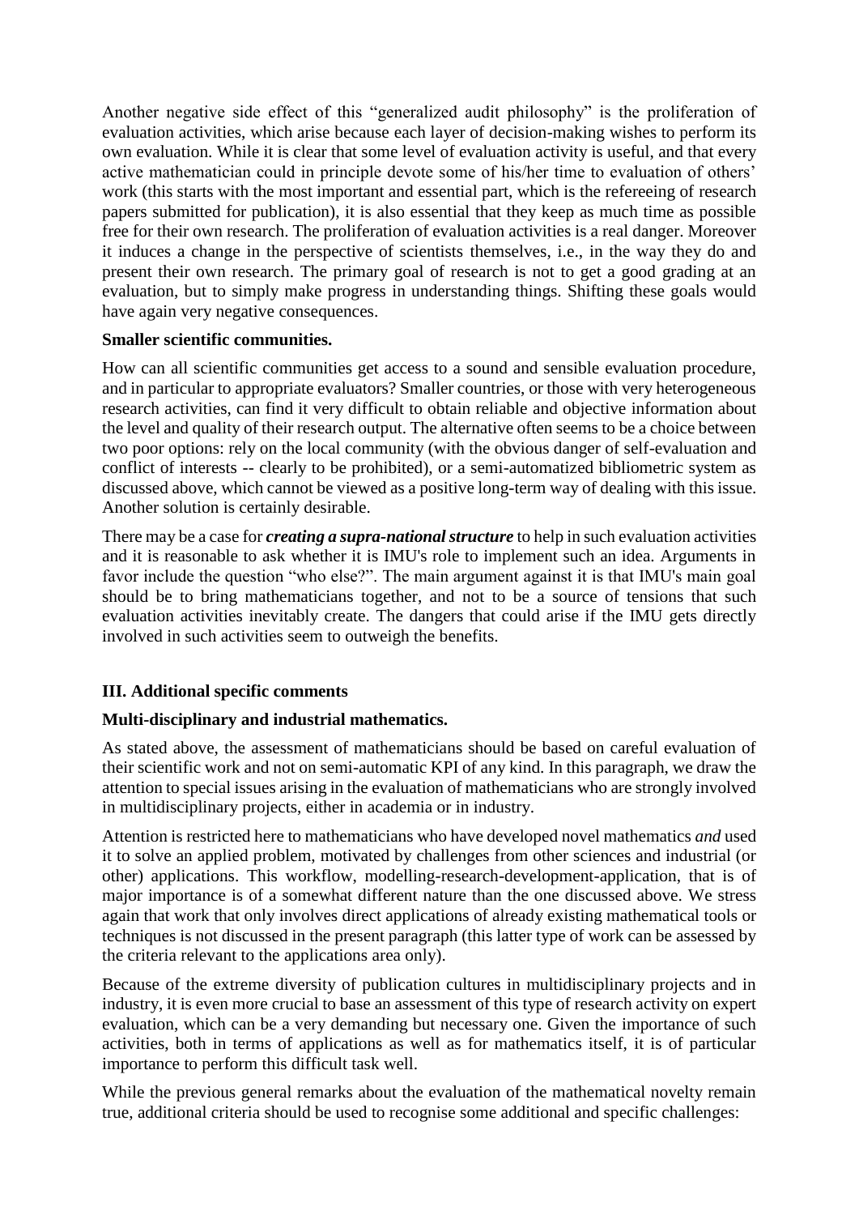Another negative side effect of this "generalized audit philosophy" is the proliferation of evaluation activities, which arise because each layer of decision-making wishes to perform its own evaluation. While it is clear that some level of evaluation activity is useful, and that every active mathematician could in principle devote some of his/her time to evaluation of others' work (this starts with the most important and essential part, which is the refereeing of research papers submitted for publication), it is also essential that they keep as much time as possible free for their own research. The proliferation of evaluation activities is a real danger. Moreover it induces a change in the perspective of scientists themselves, i.e., in the way they do and present their own research. The primary goal of research is not to get a good grading at an evaluation, but to simply make progress in understanding things. Shifting these goals would have again very negative consequences.

**Smaller scientific communities.**

How can all scientific communities get access to a sound and sensible evaluation procedure, and in particular to appropriate evaluators? Smaller countries, or those with very heterogeneous research activities, can find it very difficult to obtain reliable and objective information about the level and quality of their research output. The alternative often seems to be a choice between two poor options: rely on the local community (with the obvious danger of self-evaluation and conflict of interests -- clearly to be prohibited), or a semi-automatized bibliometric system as discussed above, which cannot be viewed as a positive long-term way of dealing with this issue. Another solution is certainly desirable.

There may be a case for ***creating a supra-national structure*** to help in such evaluation activities and it is reasonable to ask whether it is IMU's role to implement such an idea. Arguments in favor include the question "who else?". The main argument against it is that IMU's main goal should be to bring mathematicians together, and not to be a source of tensions that such evaluation activities inevitably create. The dangers that could arise if the IMU gets directly involved in such activities seem to outweigh the benefits.

## III. Additional specific comments

**Multi-disciplinary and industrial mathematics.**

As stated above, the assessment of mathematicians should be based on careful evaluation of their scientific work and not on semi-automatic KPI of any kind. In this paragraph, we draw the attention to special issues arising in the evaluation of mathematicians who are strongly involved in multidisciplinary projects, either in academia or in industry.

Attention is restricted here to mathematicians who have developed novel mathematics *and* used it to solve an applied problem, motivated by challenges from other sciences and industrial (or other) applications. This workflow, modelling-research-development-application, that is of major importance is of a somewhat different nature than the one discussed above. We stress again that work that only involves direct applications of already existing mathematical tools or techniques is not discussed in the present paragraph (this latter type of work can be assessed by the criteria relevant to the applications area only).

Because of the extreme diversity of publication cultures in multidisciplinary projects and in industry, it is even more crucial to base an assessment of this type of research activity on expert evaluation, which can be a very demanding but necessary one. Given the importance of such activities, both in terms of applications as well as for mathematics itself, it is of particular importance to perform this difficult task well.

While the previous general remarks about the evaluation of the mathematical novelty remain true, additional criteria should be used to recognise some additional and specific challenges: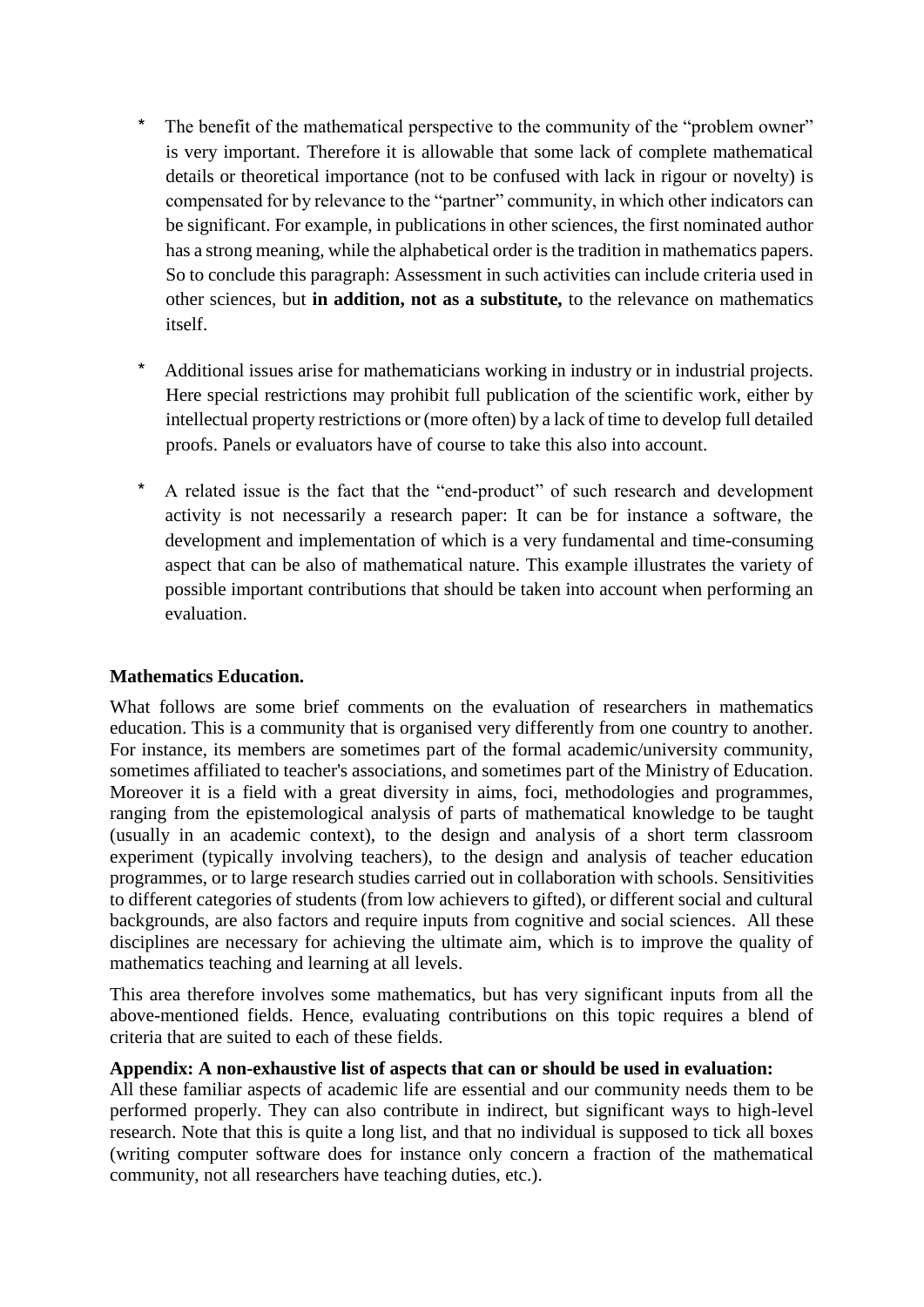- The benefit of the mathematical perspective to the community of the "problem owner" is very important. Therefore it is allowable that some lack of complete mathematical details or theoretical importance (not to be confused with lack in rigour or novelty) is compensated for by relevance to the "partner" community, in which other indicators can be significant. For example, in publications in other sciences, the first nominated author has a strong meaning, while the alphabetical order is the tradition in mathematics papers. So to conclude this paragraph: Assessment in such activities can include criteria used in other sciences, but **in addition, not as a substitute,** to the relevance on mathematics itself.

- Additional issues arise for mathematicians working in industry or in industrial projects. Here special restrictions may prohibit full publication of the scientific work, either by intellectual property restrictions or (more often) by a lack of time to develop full detailed proofs. Panels or evaluators have of course to take this also into account.

- A related issue is the fact that the "end-product" of such research and development activity is not necessarily a research paper: It can be for instance a software, the development and implementation of which is a very fundamental and time-consuming aspect that can be also of mathematical nature. This example illustrates the variety of possible important contributions that should be taken into account when performing an evaluation.

**Mathematics Education.**

What follows are some brief comments on the evaluation of researchers in mathematics education. This is a community that is organised very differently from one country to another. For instance, its members are sometimes part of the formal academic/university community, sometimes affiliated to teacher's associations, and sometimes part of the Ministry of Education. Moreover it is a field with a great diversity in aims, foci, methodologies and programmes, ranging from the epistemological analysis of parts of mathematical knowledge to be taught (usually in an academic context), to the design and analysis of a short term classroom experiment (typically involving teachers), to the design and analysis of teacher education programmes, or to large research studies carried out in collaboration with schools. Sensitivities to different categories of students (from low achievers to gifted), or different social and cultural backgrounds, are also factors and require inputs from cognitive and social sciences. All these disciplines are necessary for achieving the ultimate aim, which is to improve the quality of mathematics teaching and learning at all levels.

This area therefore involves some mathematics, but has very significant inputs from all the above-mentioned fields. Hence, evaluating contributions on this topic requires a blend of criteria that are suited to each of these fields.

**Appendix: A non-exhaustive list of aspects that can or should be used in evaluation:**

All these familiar aspects of academic life are essential and our community needs them to be performed properly. They can also contribute in indirect, but significant ways to high-level research. Note that this is quite a long list, and that no individual is supposed to tick all boxes (writing computer software does for instance only concern a fraction of the mathematical community, not all researchers have teaching duties, etc.).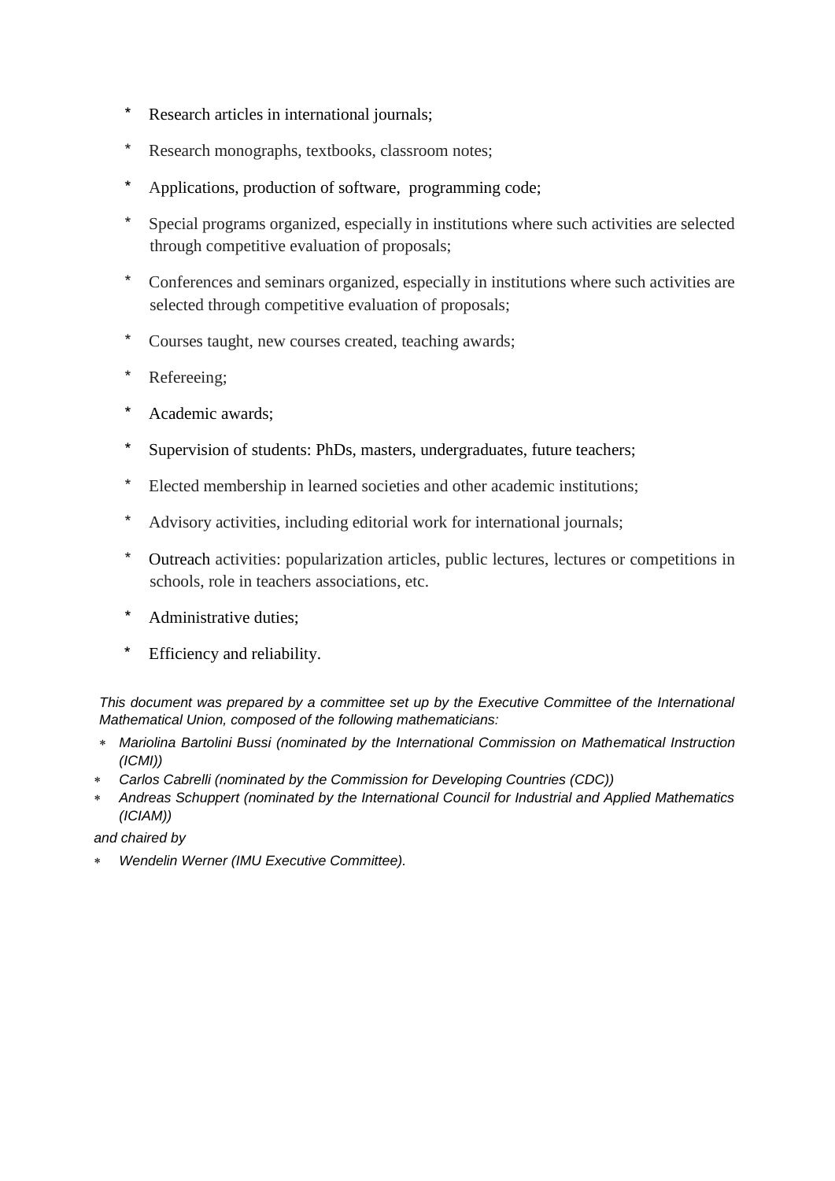* Research articles in international journals;
* Research monographs, textbooks, classroom notes;
* Applications, production of software, programming code;
* Special programs organized, especially in institutions where such activities are selected through competitive evaluation of proposals;
* Conferences and seminars organized, especially in institutions where such activities are selected through competitive evaluation of proposals;
* Courses taught, new courses created, teaching awards;
* Refereeing;
* Academic awards;
* Supervision of students: PhDs, masters, undergraduates, future teachers;
* Elected membership in learned societies and other academic institutions;
* Advisory activities, including editorial work for international journals;
* Outreach activities: popularization articles, public lectures, lectures or competitions in schools, role in teachers associations, etc.
* Administrative duties;
* Efficiency and reliability.

*This document was prepared by a committee set up by the Executive Committee of the International Mathematical Union, composed of the following mathematicians:*

- *Mariolina Bartolini Bussi (nominated by the International Commission on Mathematical Instruction (ICMI))*
- *Carlos Cabrelli (nominated by the Commission for Developing Countries (CDC))*
- *Andreas Schuppert (nominated by the International Council for Industrial and Applied Mathematics (ICIAM))*

*and chaired by*

- *Wendelin Werner (IMU Executive Committee).*